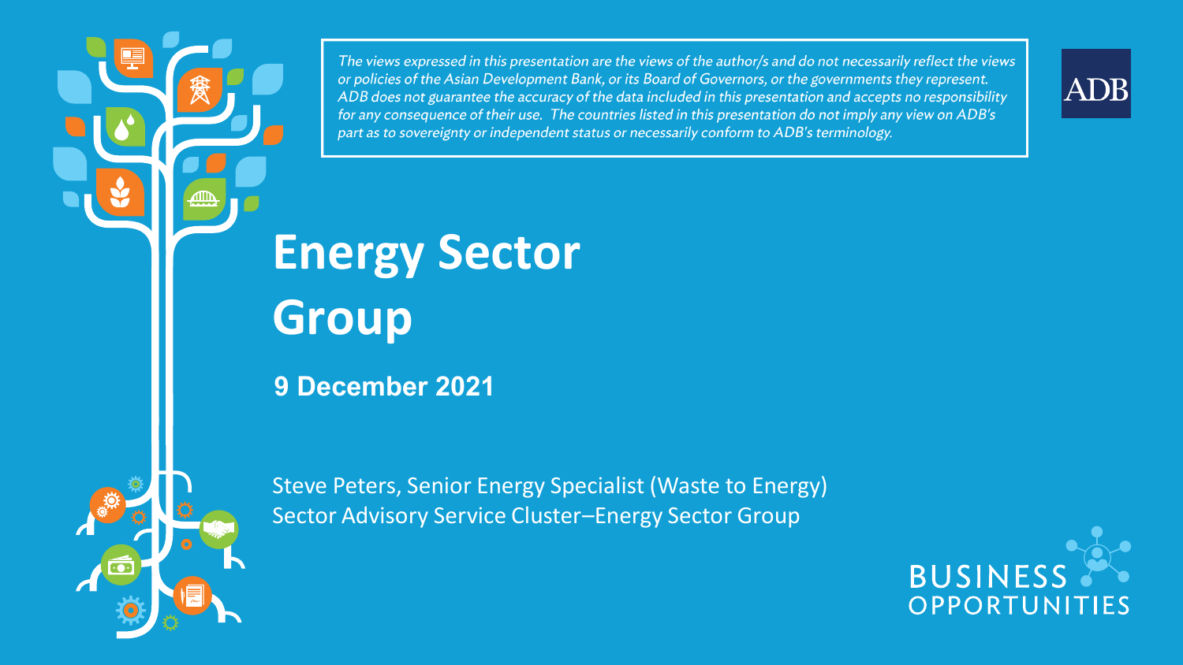*The views expressed in this presentation are the views of the author/s and do not necessarily reflect the views or policies of the Asian Development Bank, or its Board of Governors, or the governments they represent. ADB does not guarantee the accuracy of the data included in this presentation and accepts no responsibility for any consequence of their use. The countries listed in this presentation do not imply any view on ADB's part as to sovereignty or independent status or necessarily conform to ADB's terminology.*

ADB

# Energy Sector Group

**9 December 2021**

Steve Peters, Senior Energy Specialist (Waste to Energy)
Sector Advisory Service Cluster–Energy Sector Group

BUSINESS OPPORTUNITIES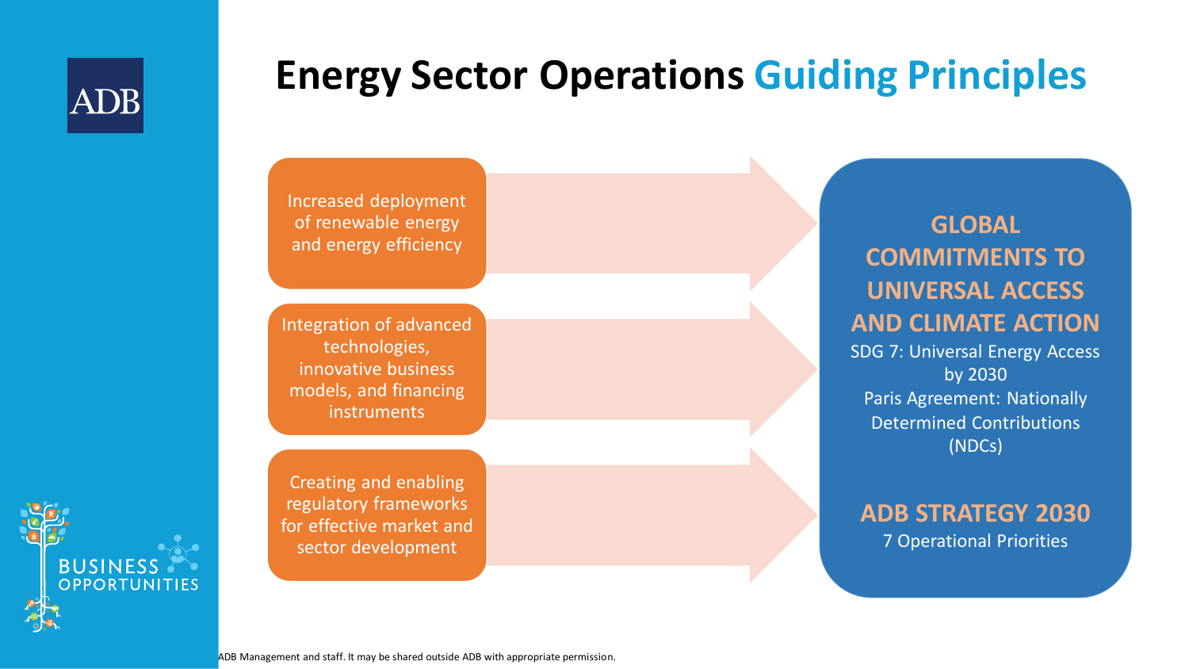# Energy Sector Operations Guiding Principles

- Increased deployment of renewable energy and energy efficiency
- Integration of advanced technologies, innovative business models, and financing instruments
- Creating and enabling regulatory frameworks for effective market and sector development

**GLOBAL COMMITMENTS TO UNIVERSAL ACCESS AND CLIMATE ACTION**

SDG 7: Universal Energy Access by 2030

Paris Agreement: Nationally Determined Contributions (NDCs)

**ADB STRATEGY 2030**

7 Operational Priorities

ADB Management and staff. It may be shared outside ADB with appropriate permission.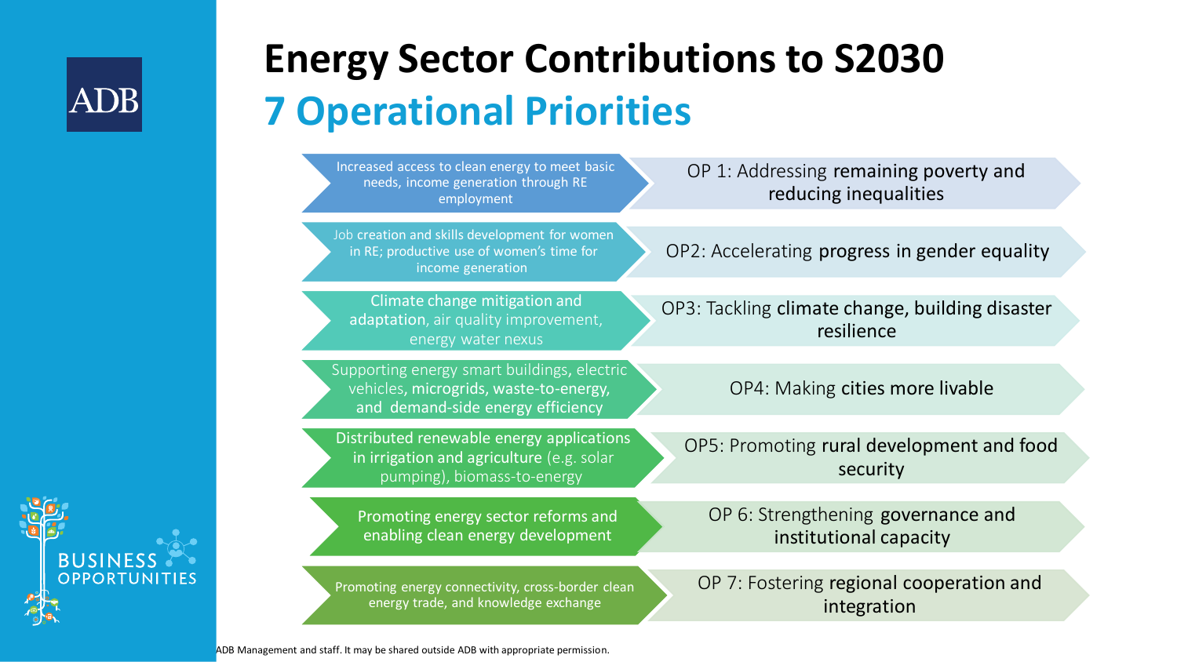# Energy Sector Contributions to S2030

## 7 Operational Priorities

| Energy Sector Contribution | Operational Priority |
| --- | --- |
| Increased access to clean energy to meet basic needs, income generation through RE employment | OP 1: Addressing **remaining poverty and reducing inequalities** |
| Job creation and skills development for women in RE; productive use of women's time for income generation | OP2: Accelerating **progress in gender equality** |
| **Climate change mitigation and adaptation**, air quality improvement, energy water nexus | OP3: Tackling **climate change, building disaster resilience** |
| Supporting energy smart buildings, electric vehicles, **microgrids, waste-to-energy,** and **demand-side energy efficiency** | OP4: Making **cities more livable** |
| **Distributed renewable energy applications in irrigation and agriculture** (e.g. solar pumping), biomass-to-energy | OP5: Promoting **rural development and food security** |
| Promoting energy sector reforms and enabling clean energy development | OP 6: Strengthening **governance and institutional capacity** |
| Promoting energy connectivity, cross-border clean energy trade, and knowledge exchange | OP 7: Fostering **regional cooperation and integration** |

ADB Management and staff. It may be shared outside ADB with appropriate permission.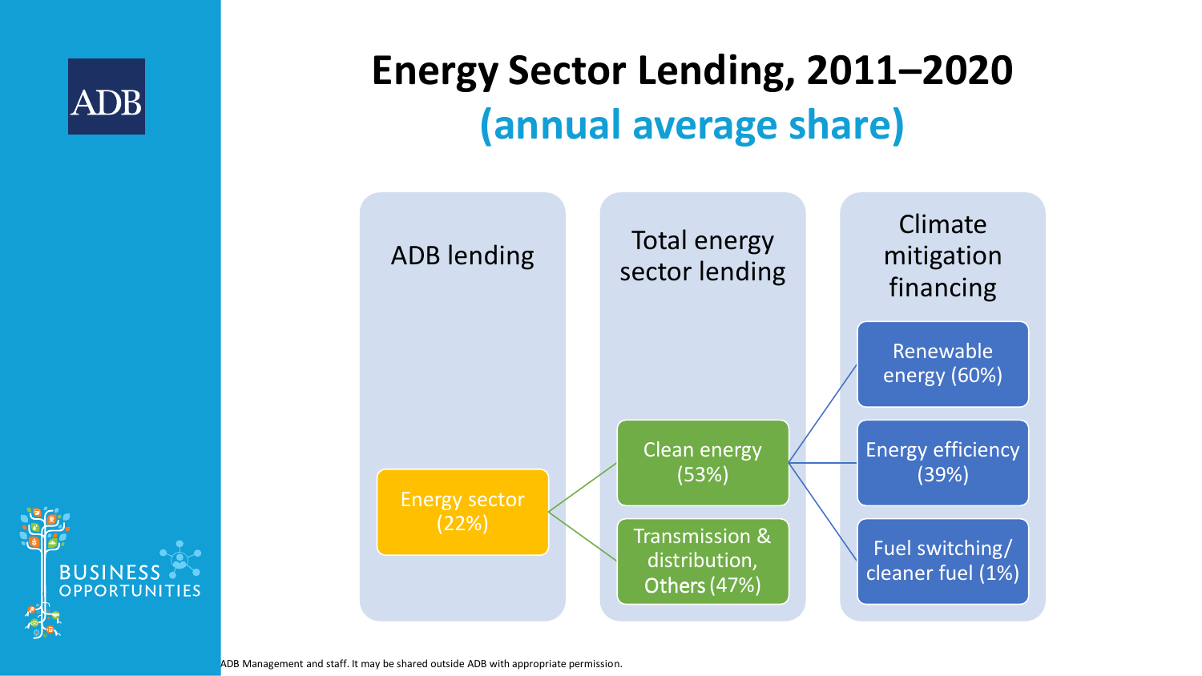# Energy Sector Lending, 2011–2020
## (annual average share)

**ADB lending**

- Energy sector (22%)

**Total energy sector lending**

- Clean energy (53%)
- Transmission & distribution, Others (47%)

**Climate mitigation financing**

- Renewable energy (60%)
- Energy efficiency (39%)
- Fuel switching/ cleaner fuel (1%)

ADB Management and staff. It may be shared outside ADB with appropriate permission.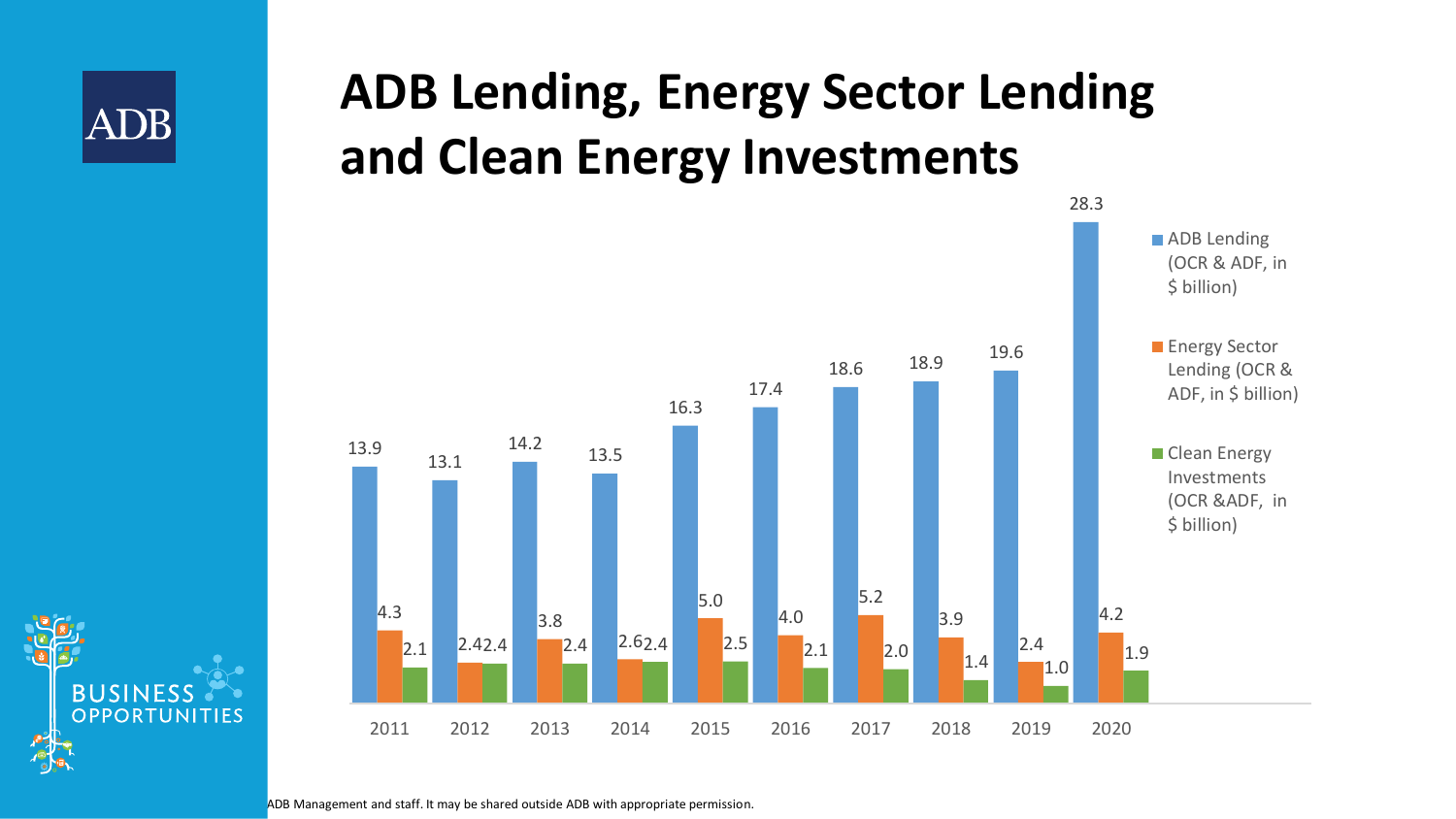# ADB Lending, Energy Sector Lending and Clean Energy Investments

| Year | ADB Lending (OCR & ADF, in $ billion) | Energy Sector Lending (OCR & ADF, in $ billion) | Clean Energy Investments (OCR &ADF, in $ billion) |
|---|---|---|---|
| 2011 | 13.9 | 4.3 | 2.1 |
| 2012 | 13.1 | 2.4 | 2.4 |
| 2013 | 14.2 | 3.8 | 2.4 |
| 2014 | 13.5 | 2.6 | 2.4 |
| 2015 | 16.3 | 5.0 | 2.5 |
| 2016 | 17.4 | 4.0 | 2.1 |
| 2017 | 18.6 | 5.2 | 2.0 |
| 2018 | 18.9 | 3.9 | 1.4 |
| 2019 | 19.6 | 2.4 | 1.0 |
| 2020 | 28.3 | 4.2 | 1.9 |

ADB Management and staff. It may be shared outside ADB with appropriate permission.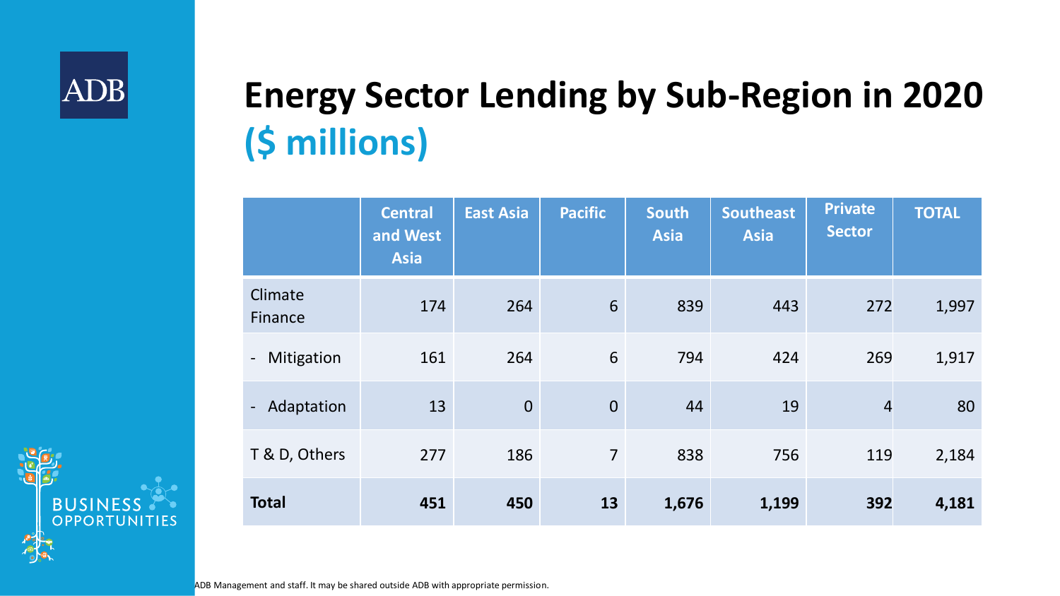# Energy Sector Lending by Sub-Region in 2020 ($ millions)

| | Central and West Asia | East Asia | Pacific | South Asia | Southeast Asia | Private Sector | TOTAL |
|---|---|---|---|---|---|---|---|
| Climate Finance | 174 | 264 | 6 | 839 | 443 | 272 | 1,997 |
| - Mitigation | 161 | 264 | 6 | 794 | 424 | 269 | 1,917 |
| - Adaptation | 13 | 0 | 0 | 44 | 19 | 4 | 80 |
| T & D, Others | 277 | 186 | 7 | 838 | 756 | 119 | 2,184 |
| **Total** | **451** | **450** | **13** | **1,676** | **1,199** | **392** | **4,181** |

ADB Management and staff. It may be shared outside ADB with appropriate permission.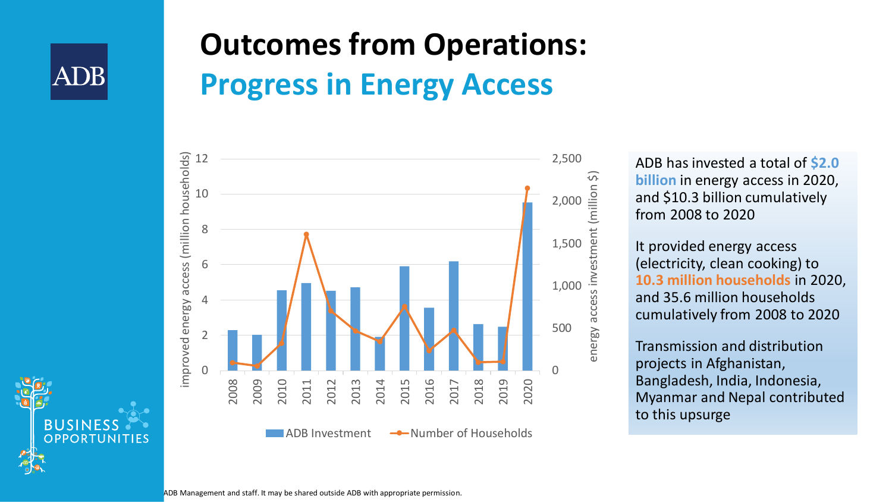# Outcomes from Operations:

## Progress in Energy Access

ADB has invested a total of **$2.0 billion** in energy access in 2020, and $10.3 billion cumulatively from 2008 to 2020

It provided energy access (electricity, clean cooking) to **10.3 million households** in 2020, and 35.6 million households cumulatively from 2008 to 2020

Transmission and distribution projects in Afghanistan, Bangladesh, India, Indonesia, Myanmar and Nepal contributed to this upsurge

ADB Management and staff. It may be shared outside ADB with appropriate permission.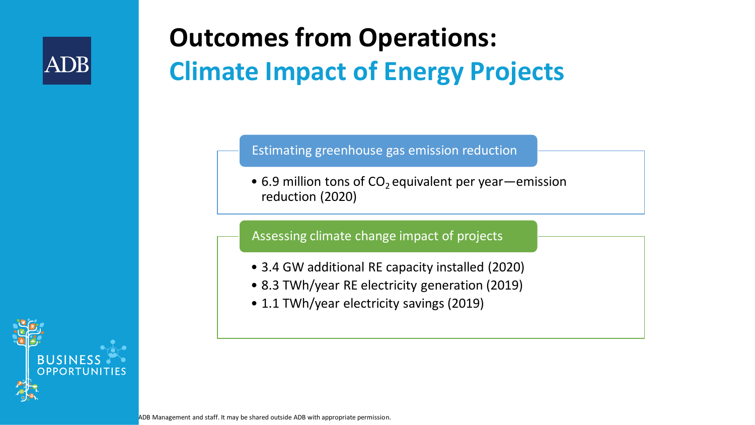# Outcomes from Operations:

## Climate Impact of Energy Projects

### Estimating greenhouse gas emission reduction

- 6.9 million tons of $CO_2$ equivalent per year—emission reduction (2020)

### Assessing climate change impact of projects

- 3.4 GW additional RE capacity installed (2020)
- 8.3 TWh/year RE electricity generation (2019)
- 1.1 TWh/year electricity savings (2019)

ADB Management and staff. It may be shared outside ADB with appropriate permission.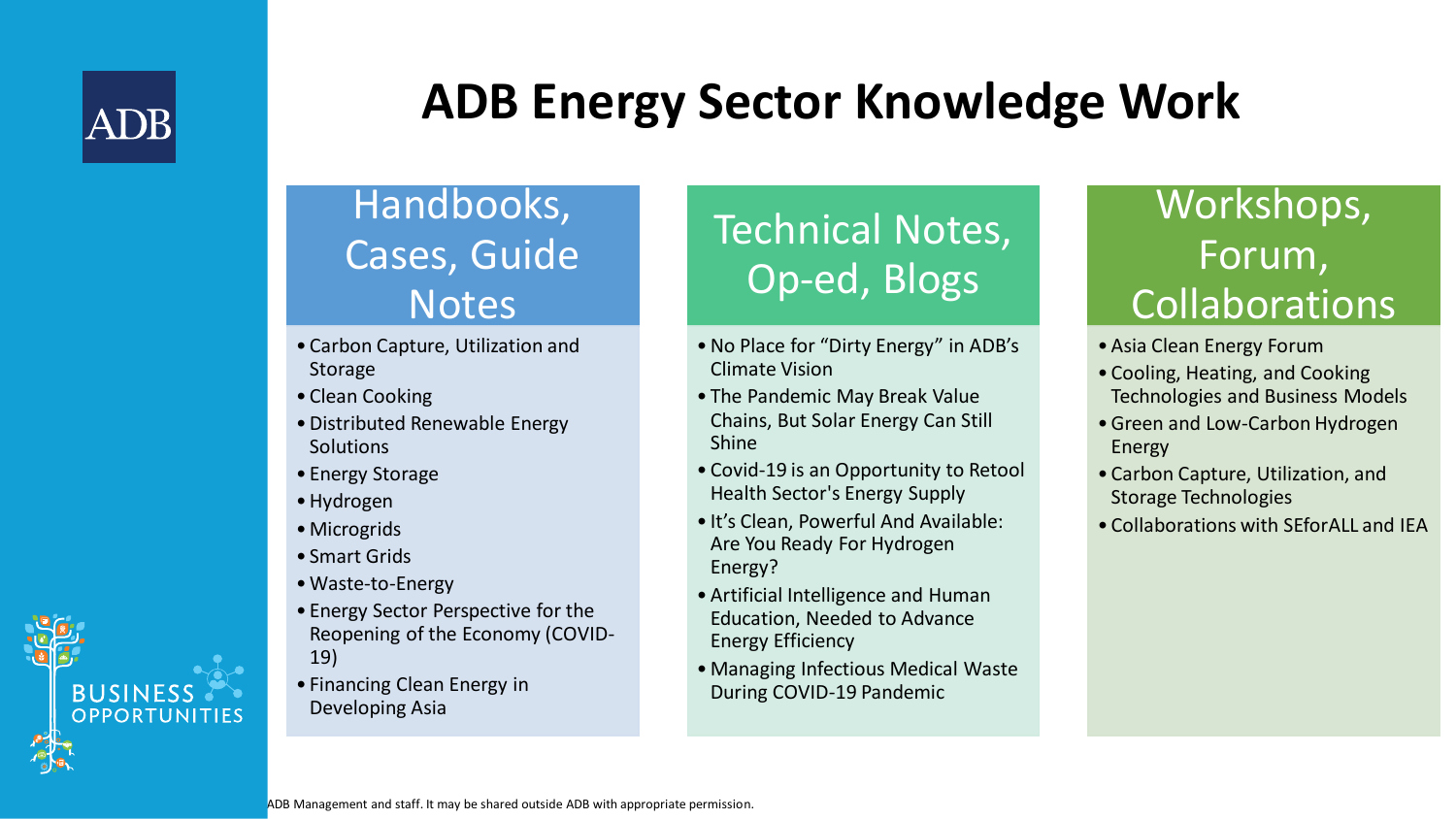# ADB Energy Sector Knowledge Work

## Handbooks, Cases, Guide Notes

- Carbon Capture, Utilization and Storage
- Clean Cooking
- Distributed Renewable Energy Solutions
- Energy Storage
- Hydrogen
- Microgrids
- Smart Grids
- Waste-to-Energy
- Energy Sector Perspective for the Reopening of the Economy (COVID-19)
- Financing Clean Energy in Developing Asia

## Technical Notes, Op-ed, Blogs

- No Place for "Dirty Energy" in ADB's Climate Vision
- The Pandemic May Break Value Chains, But Solar Energy Can Still Shine
- Covid-19 is an Opportunity to Retool Health Sector's Energy Supply
- It's Clean, Powerful And Available: Are You Ready For Hydrogen Energy?
- Artificial Intelligence and Human Education, Needed to Advance Energy Efficiency
- Managing Infectious Medical Waste During COVID-19 Pandemic

## Workshops, Forum, Collaborations

- Asia Clean Energy Forum
- Cooling, Heating, and Cooking Technologies and Business Models
- Green and Low-Carbon Hydrogen Energy
- Carbon Capture, Utilization, and Storage Technologies
- Collaborations with SEforALL and IEA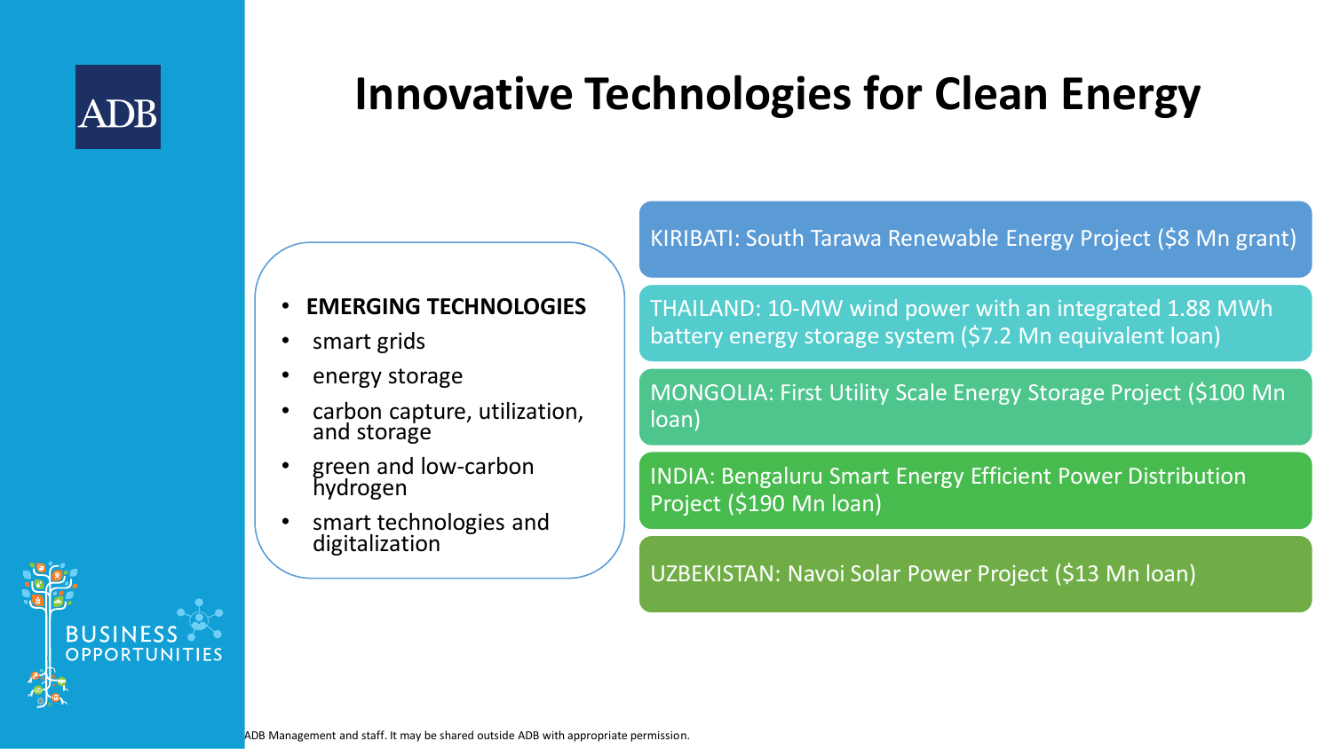# Innovative Technologies for Clean Energy

- **EMERGING TECHNOLOGIES**
- smart grids
- energy storage
- carbon capture, utilization, and storage
- green and low-carbon hydrogen
- smart technologies and digitalization

KIRIBATI: South Tarawa Renewable Energy Project ($8 Mn grant)

THAILAND: 10-MW wind power with an integrated 1.88 MWh battery energy storage system ($7.2 Mn equivalent loan)

MONGOLIA: First Utility Scale Energy Storage Project ($100 Mn loan)

INDIA: Bengaluru Smart Energy Efficient Power Distribution Project ($190 Mn loan)

UZBEKISTAN: Navoi Solar Power Project ($13 Mn loan)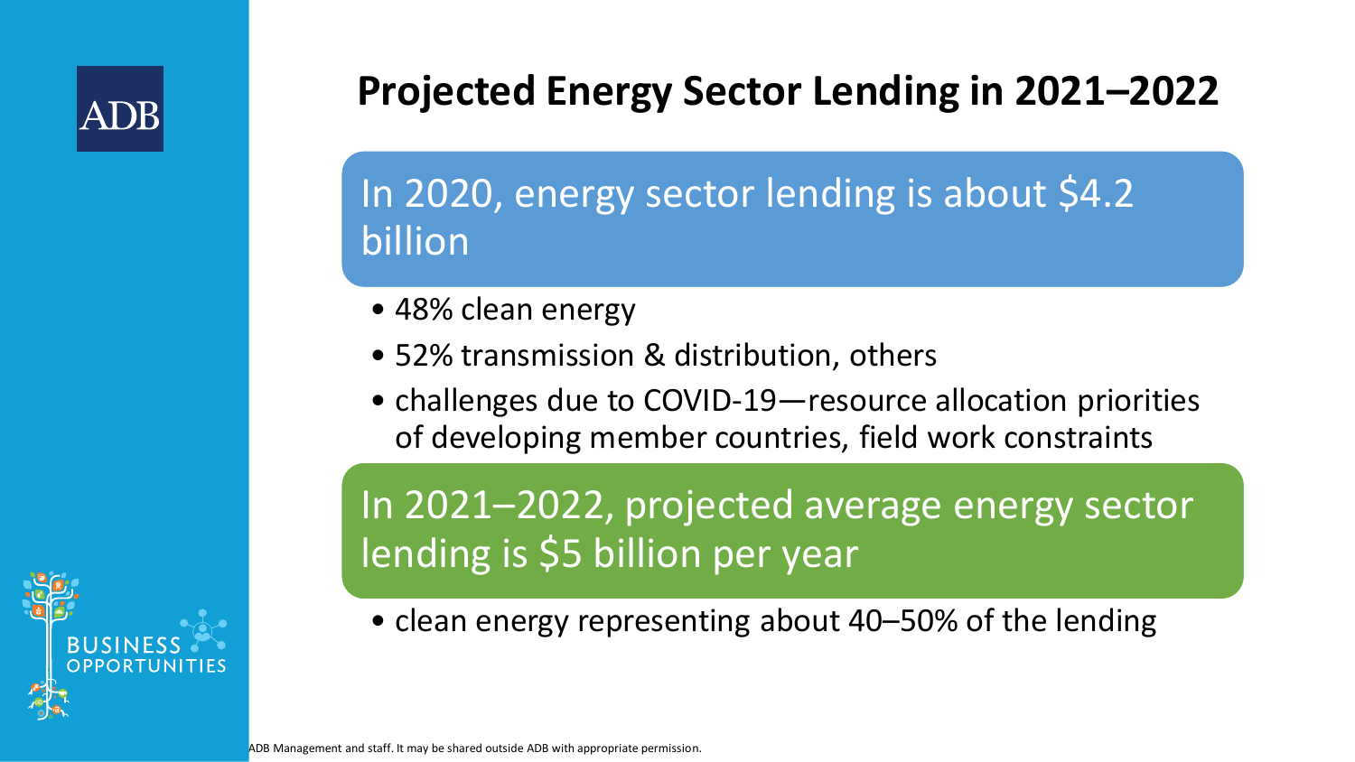# Projected Energy Sector Lending in 2021–2022

## In 2020, energy sector lending is about $4.2 billion

- 48% clean energy
- 52% transmission & distribution, others
- challenges due to COVID-19—resource allocation priorities of developing member countries, field work constraints

## In 2021–2022, projected average energy sector lending is $5 billion per year

- clean energy representing about 40–50% of the lending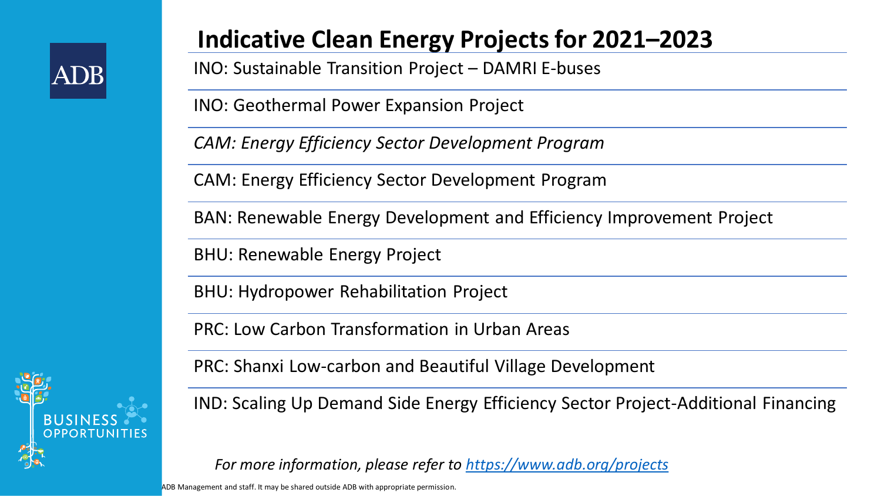# Indicative Clean Energy Projects for 2021–2023

- INO: Sustainable Transition Project – DAMRI E-buses
- INO: Geothermal Power Expansion Project
- *CAM: Energy Efficiency Sector Development Program*
- CAM: Energy Efficiency Sector Development Program
- BAN: Renewable Energy Development and Efficiency Improvement Project
- BHU: Renewable Energy Project
- BHU: Hydropower Rehabilitation Project
- PRC: Low Carbon Transformation in Urban Areas
- PRC: Shanxi Low-carbon and Beautiful Village Development
- IND: Scaling Up Demand Side Energy Efficiency Sector Project-Additional Financing

*For more information, please refer to [https://www.adb.org/projects](https://www.adb.org/projects)*

ADB Management and staff. It may be shared outside ADB with appropriate permission.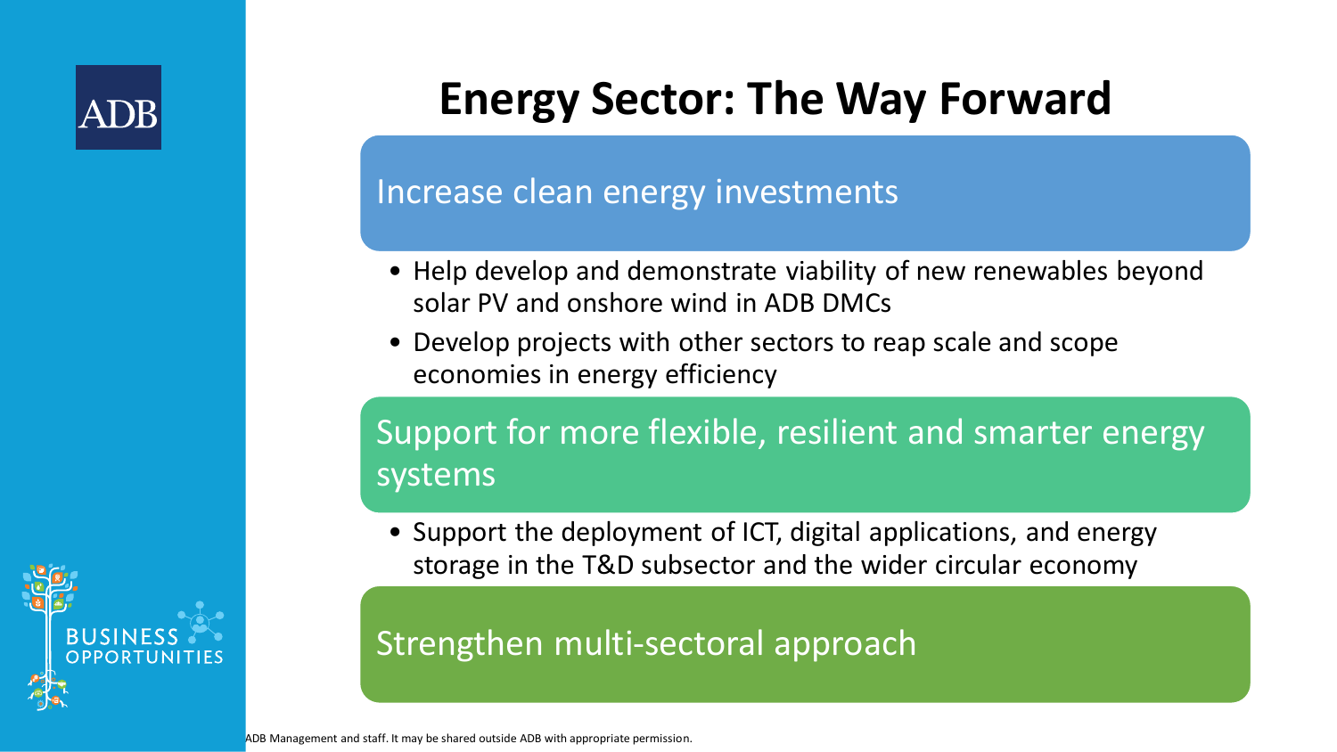# Energy Sector: The Way Forward

## Increase clean energy investments

- Help develop and demonstrate viability of new renewables beyond solar PV and onshore wind in ADB DMCs
- Develop projects with other sectors to reap scale and scope economies in energy efficiency

## Support for more flexible, resilient and smarter energy systems

- Support the deployment of ICT, digital applications, and energy storage in the T&D subsector and the wider circular economy

## Strengthen multi-sectoral approach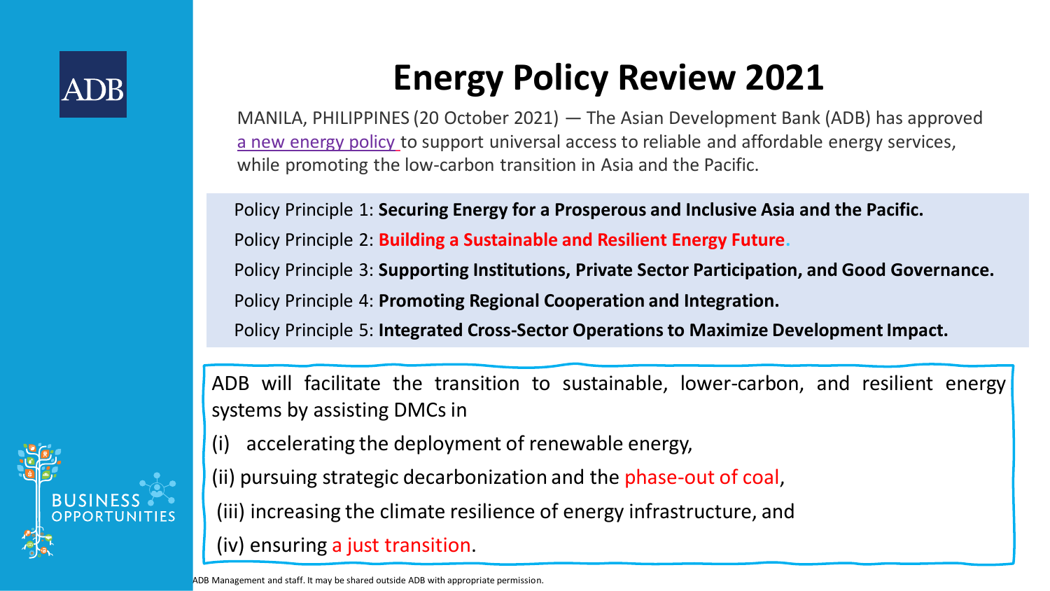# Energy Policy Review 2021

MANILA, PHILIPPINES (20 October 2021) — The Asian Development Bank (ADB) has approved a new energy policy to support universal access to reliable and affordable energy services, while promoting the low-carbon transition in Asia and the Pacific.

Policy Principle 1: **Securing Energy for a Prosperous and Inclusive Asia and the Pacific.**

Policy Principle 2: **Building a Sustainable and Resilient Energy Future.**

Policy Principle 3: **Supporting Institutions, Private Sector Participation, and Good Governance.**

Policy Principle 4: **Promoting Regional Cooperation and Integration.**

Policy Principle 5: **Integrated Cross-Sector Operations to Maximize Development Impact.**

ADB will facilitate the transition to sustainable, lower-carbon, and resilient energy systems by assisting DMCs in

(i) accelerating the deployment of renewable energy,

(ii) pursuing strategic decarbonization and the phase-out of coal,

(iii) increasing the climate resilience of energy infrastructure, and

(iv) ensuring a just transition.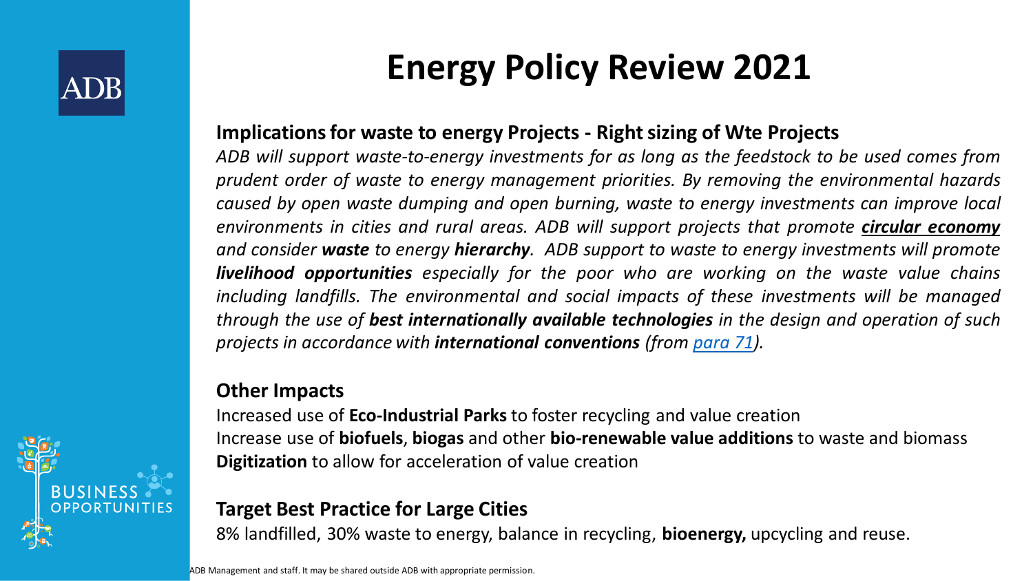# Energy Policy Review 2021

### Implications for waste to energy Projects - Right sizing of Wte Projects

*ADB will support waste-to-energy investments for as long as the feedstock to be used comes from prudent order of waste to energy management priorities. By removing the environmental hazards caused by open waste dumping and open burning, waste to energy investments can improve local environments in cities and rural areas. ADB will support projects that promote **circular economy** and consider **waste** to energy **hierarchy**. ADB support to waste to energy investments will promote **livelihood opportunities** especially for the poor who are working on the waste value chains including landfills. The environmental and social impacts of these investments will be managed through the use of **best internationally available technologies** in the design and operation of such projects in accordance with **international conventions** (from para 71).*

### Other Impacts

Increased use of **Eco-Industrial Parks** to foster recycling and value creation
Increase use of **biofuels**, **biogas** and other **bio-renewable value additions** to waste and biomass
**Digitization** to allow for acceleration of value creation

### Target Best Practice for Large Cities

8% landfilled, 30% waste to energy, balance in recycling, **bioenergy,** upcycling and reuse.

ADB Management and staff. It may be shared outside ADB with appropriate permission.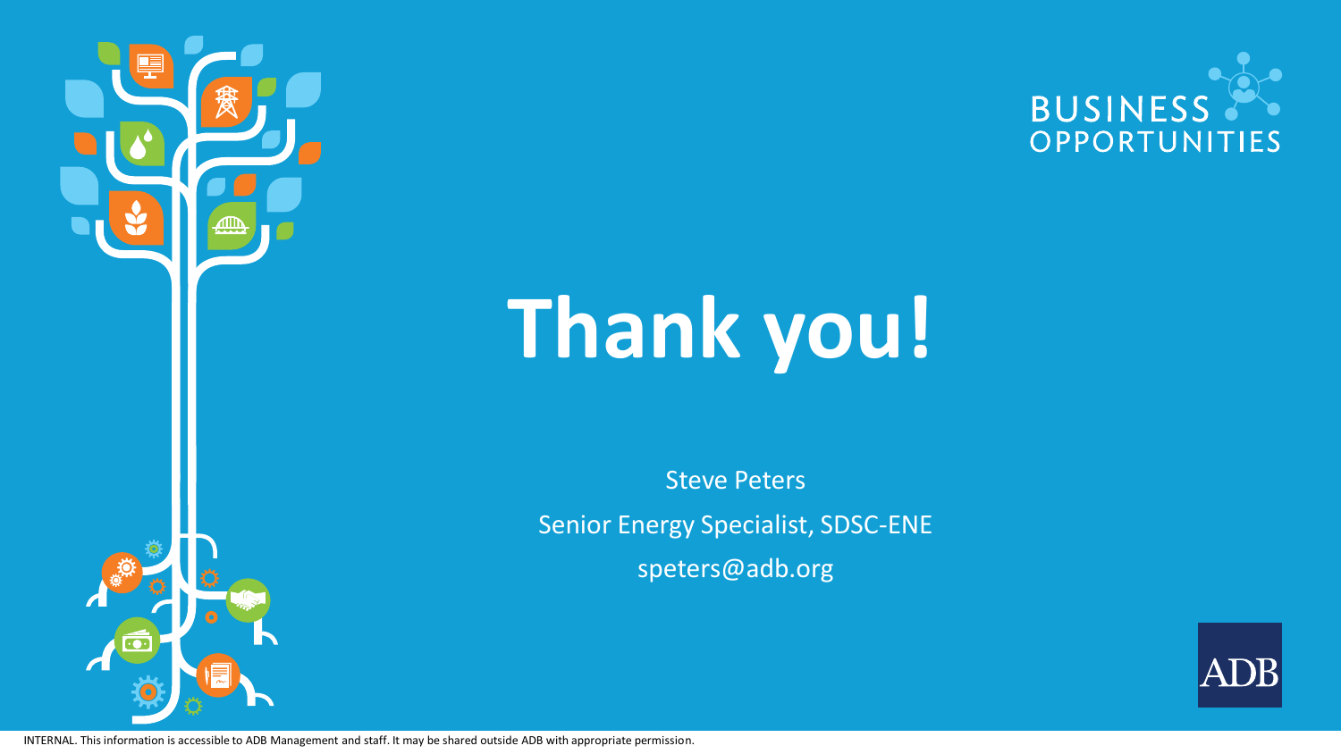BUSINESS OPPORTUNITIES

# Thank you!

Steve Peters

Senior Energy Specialist, SDSC-ENE

speters@adb.org

ADB

INTERNAL. This information is accessible to ADB Management and staff. It may be shared outside ADB with appropriate permission.